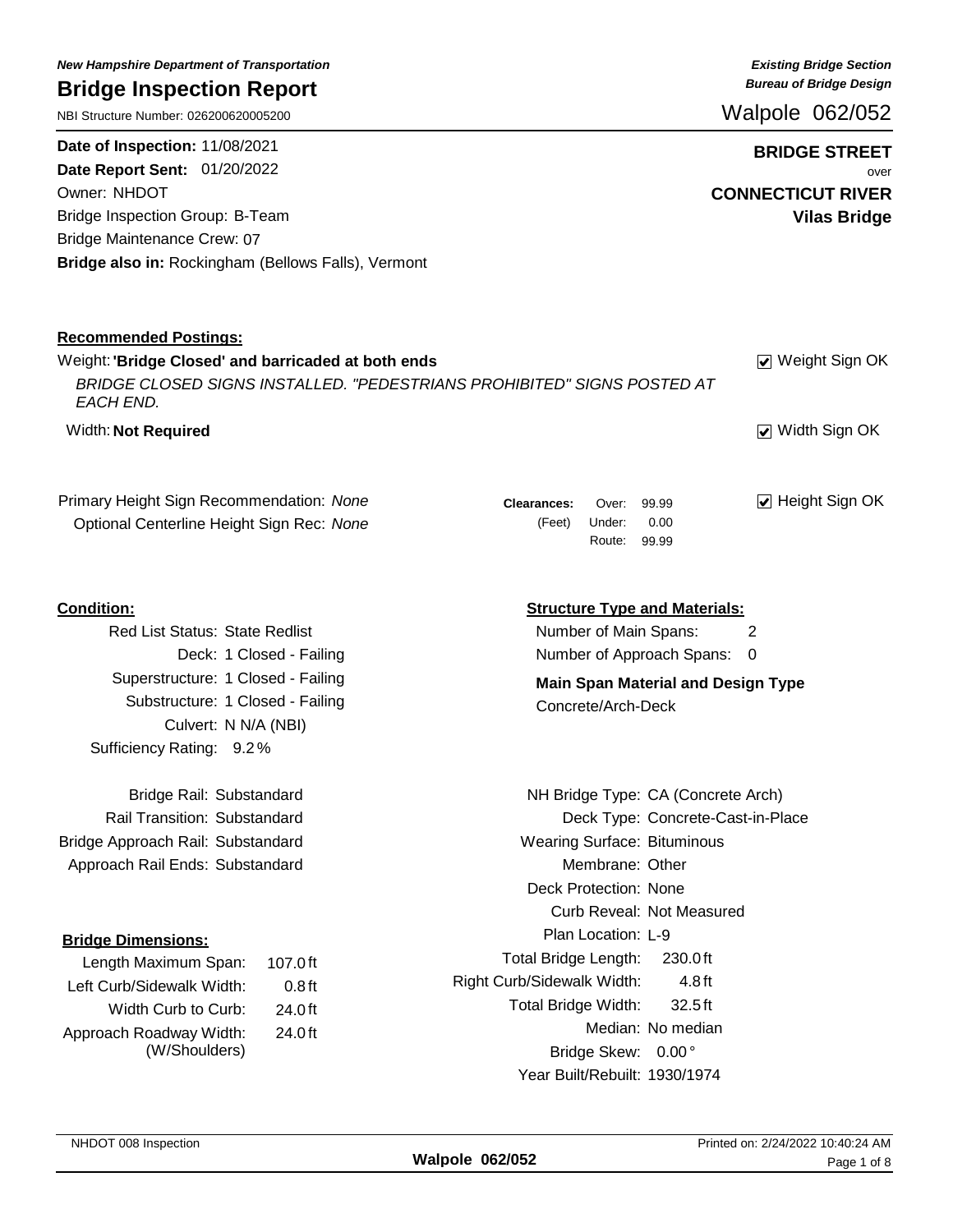*New Hampshire Department of Transportation*

# Bridge Inspection Report

NBI Structure Number: 026200620005200

***Existing Bridge Section***
***Bureau of Bridge Design***

Walpole 062/052

**Date of Inspection:** 11/08/2021
**Date Report Sent:** 01/20/2022
Owner: NHDOT
Bridge Inspection Group: B-Team
Bridge Maintenance Crew: 07
**Bridge also in:** Rockingham (Bellows Falls), Vermont

**BRIDGE STREET**
over
**CONNECTICUT RIVER**
**Vilas Bridge**

## Recommended Postings:

Weight: **'Bridge Closed' and barricaded at both ends** — ☑ Weight Sign OK

*BRIDGE CLOSED SIGNS INSTALLED. "PEDESTRIANS PROHIBITED" SIGNS POSTED AT EACH END.*

Width: **Not Required** — ☑ Width Sign OK

Primary Height Sign Recommendation: *None*
Optional Centerline Height Sign Rec: *None*

| **Clearances:** (Feet) | |
|---|---|
| Over: | 99.99 |
| Under: | 0.00 |
| Route: | 99.99 |

☑ Height Sign OK

## Condition:

| | |
|---|---|
| Red List Status: | State Redlist |
| Deck: | 1 Closed - Failing |
| Superstructure: | 1 Closed - Failing |
| Substructure: | 1 Closed - Failing |
| Culvert: | N N/A (NBI) |
| Sufficiency Rating: | 9.2 % |

| | |
|---|---|
| Bridge Rail: | Substandard |
| Rail Transition: | Substandard |
| Bridge Approach Rail: | Substandard |
| Approach Rail Ends: | Substandard |

## Structure Type and Materials:

| | |
|---|---|
| Number of Main Spans: | 2 |
| Number of Approach Spans: | 0 |

**Main Span Material and Design Type**
Concrete/Arch-Deck

| | |
|---|---|
| NH Bridge Type: | CA (Concrete Arch) |
| Deck Type: | Concrete-Cast-in-Place |
| Wearing Surface: | Bituminous |
| Membrane: | Other |
| Deck Protection: | None |
| Curb Reveal: | Not Measured |
| Plan Location: | L-9 |

## Bridge Dimensions:

| | |
|---|---|
| Length Maximum Span: | 107.0 ft |
| Left Curb/Sidewalk Width: | 0.8 ft |
| Width Curb to Curb: | 24.0 ft |
| Approach Roadway Width: (W/Shoulders) | 24.0 ft |

| | |
|---|---|
| Total Bridge Length: | 230.0 ft |
| Right Curb/Sidewalk Width: | 4.8 ft |
| Total Bridge Width: | 32.5 ft |
| Median: | No median |
| Bridge Skew: | 0.00 ° |
| Year Built/Rebuilt: | 1930/1974 |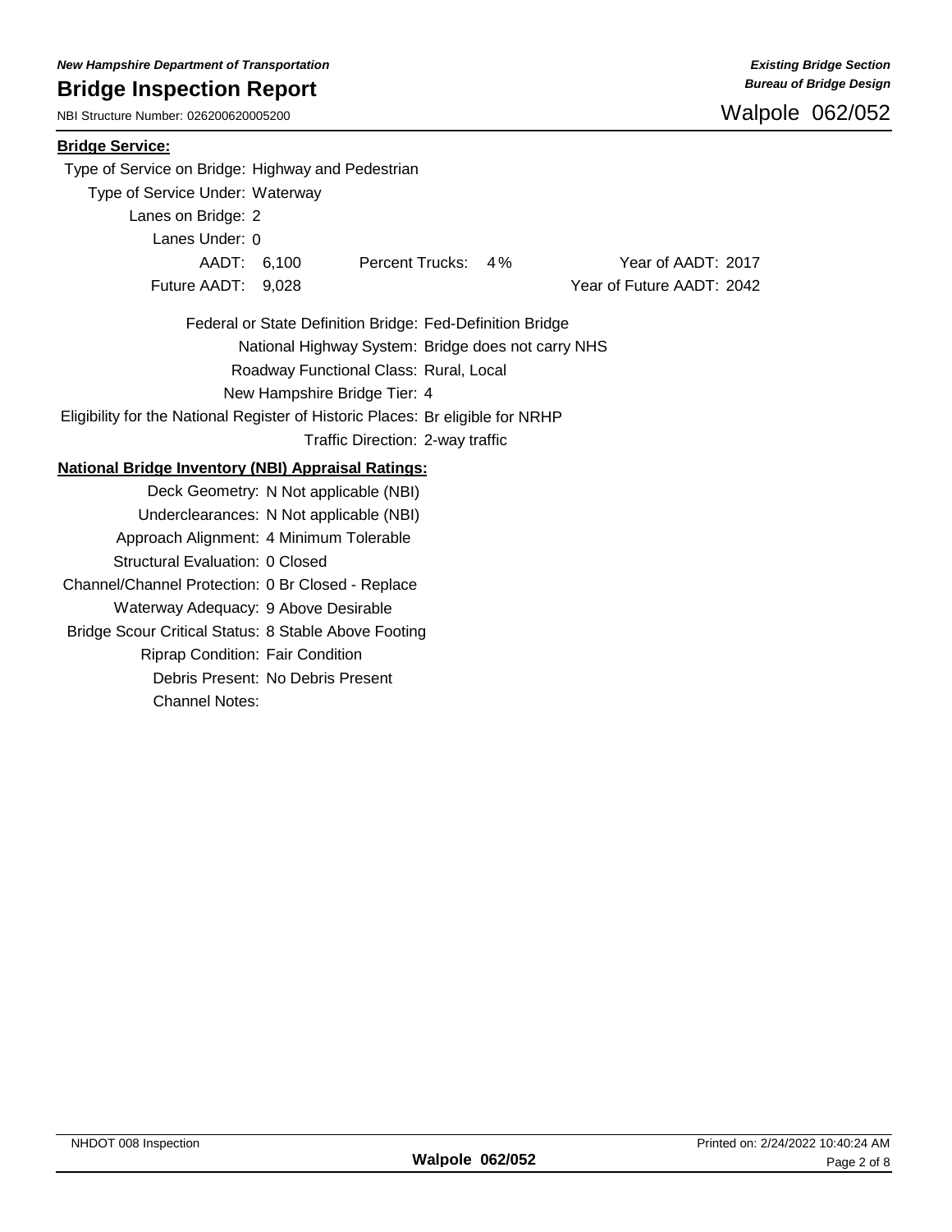**Bridge Service:**

Type of Service on Bridge: Highway and Pedestrian
Type of Service Under: Waterway
Lanes on Bridge: 2
Lanes Under: 0

| | | | | | |
|---|---|---|---|---|---|
| AADT: | 6,100 | Percent Trucks: | 4% | Year of AADT: | 2017 |
| Future AADT: | 9,028 | | | Year of Future AADT: | 2042 |

Federal or State Definition Bridge: Fed-Definition Bridge
National Highway System: Bridge does not carry NHS
Roadway Functional Class: Rural, Local
New Hampshire Bridge Tier: 4
Eligibility for the National Register of Historic Places: Br eligible for NRHP
Traffic Direction: 2-way traffic

**National Bridge Inventory (NBI) Appraisal Ratings:**

Deck Geometry: N Not applicable (NBI)
Underclearances: N Not applicable (NBI)
Approach Alignment: 4 Minimum Tolerable
Structural Evaluation: 0 Closed
Channel/Channel Protection: 0 Br Closed - Replace
Waterway Adequacy: 9 Above Desirable
Bridge Scour Critical Status: 8 Stable Above Footing
Riprap Condition: Fair Condition
Debris Present: No Debris Present
Channel Notes: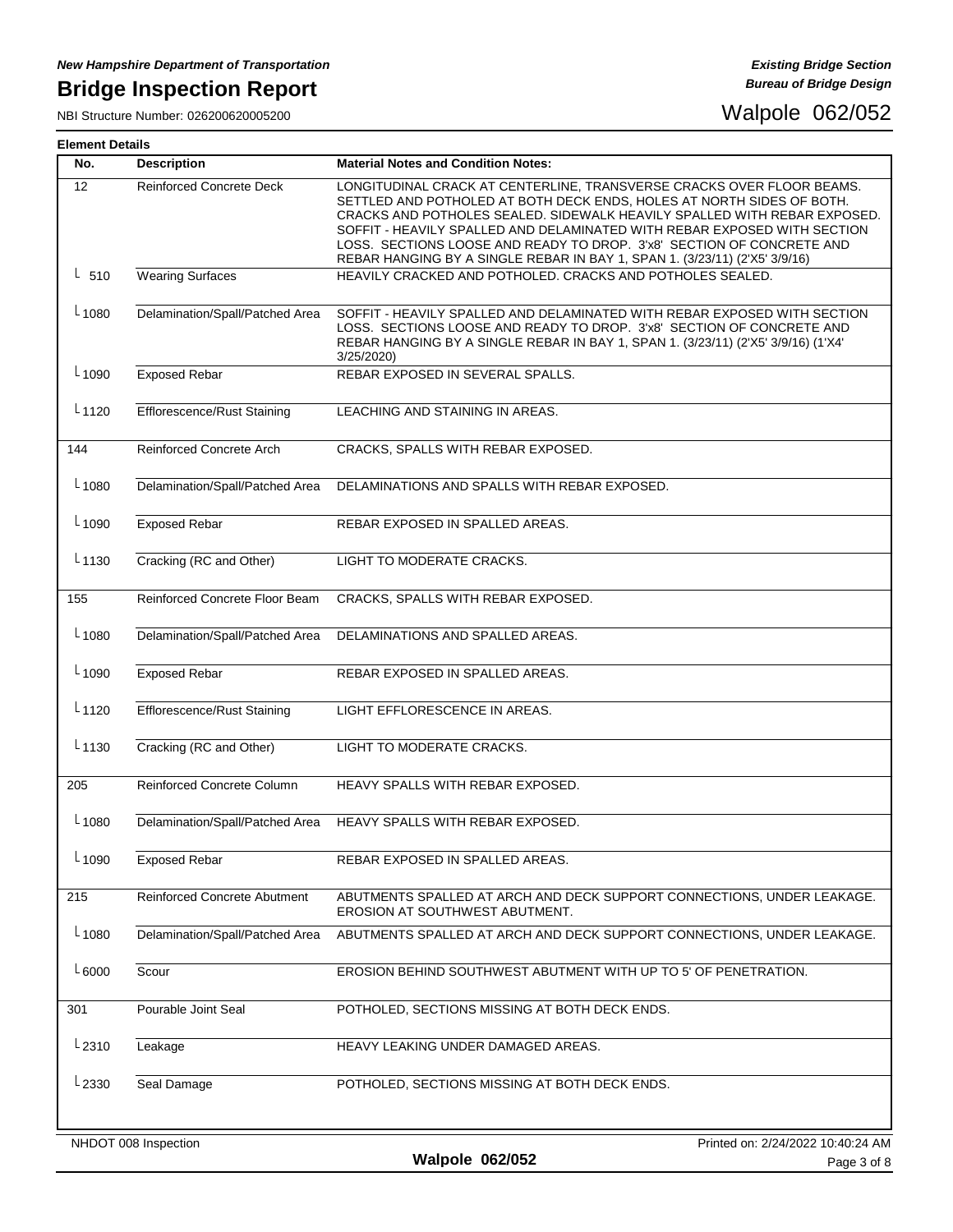## Element Details

| No. | Description | Material Notes and Condition Notes: |
|---|---|---|
| 12 | Reinforced Concrete Deck | LONGITUDINAL CRACK AT CENTERLINE, TRANSVERSE CRACKS OVER FLOOR BEAMS. SETTLED AND POTHOLED AT BOTH DECK ENDS, HOLES AT NORTH SIDES OF BOTH. CRACKS AND POTHOLES SEALED. SIDEWALK HEAVILY SPALLED WITH REBAR EXPOSED. SOFFIT - HEAVILY SPALLED AND DELAMINATED WITH REBAR EXPOSED WITH SECTION LOSS. SECTIONS LOOSE AND READY TO DROP. 3'x8' SECTION OF CONCRETE AND REBAR HANGING BY A SINGLE REBAR IN BAY 1, SPAN 1. (3/23/11) (2'X5' 3/9/16) |
| └ 510 | Wearing Surfaces | HEAVILY CRACKED AND POTHOLED. CRACKS AND POTHOLES SEALED. |
| └ 1080 | Delamination/Spall/Patched Area | SOFFIT - HEAVILY SPALLED AND DELAMINATED WITH REBAR EXPOSED WITH SECTION LOSS. SECTIONS LOOSE AND READY TO DROP. 3'x8' SECTION OF CONCRETE AND REBAR HANGING BY A SINGLE REBAR IN BAY 1, SPAN 1. (3/23/11) (2'X5' 3/9/16) (1'X4' 3/25/2020) |
| └ 1090 | Exposed Rebar | REBAR EXPOSED IN SEVERAL SPALLS. |
| └ 1120 | Efflorescence/Rust Staining | LEACHING AND STAINING IN AREAS. |
| 144 | Reinforced Concrete Arch | CRACKS, SPALLS WITH REBAR EXPOSED. |
| └ 1080 | Delamination/Spall/Patched Area | DELAMINATIONS AND SPALLS WITH REBAR EXPOSED. |
| └ 1090 | Exposed Rebar | REBAR EXPOSED IN SPALLED AREAS. |
| └ 1130 | Cracking (RC and Other) | LIGHT TO MODERATE CRACKS. |
| 155 | Reinforced Concrete Floor Beam | CRACKS, SPALLS WITH REBAR EXPOSED. |
| └ 1080 | Delamination/Spall/Patched Area | DELAMINATIONS AND SPALLED AREAS. |
| └ 1090 | Exposed Rebar | REBAR EXPOSED IN SPALLED AREAS. |
| └ 1120 | Efflorescence/Rust Staining | LIGHT EFFLORESCENCE IN AREAS. |
| └ 1130 | Cracking (RC and Other) | LIGHT TO MODERATE CRACKS. |
| 205 | Reinforced Concrete Column | HEAVY SPALLS WITH REBAR EXPOSED. |
| └ 1080 | Delamination/Spall/Patched Area | HEAVY SPALLS WITH REBAR EXPOSED. |
| └ 1090 | Exposed Rebar | REBAR EXPOSED IN SPALLED AREAS. |
| 215 | Reinforced Concrete Abutment | ABUTMENTS SPALLED AT ARCH AND DECK SUPPORT CONNECTIONS, UNDER LEAKAGE. EROSION AT SOUTHWEST ABUTMENT. |
| └ 1080 | Delamination/Spall/Patched Area | ABUTMENTS SPALLED AT ARCH AND DECK SUPPORT CONNECTIONS, UNDER LEAKAGE. |
| └ 6000 | Scour | EROSION BEHIND SOUTHWEST ABUTMENT WITH UP TO 5' OF PENETRATION. |
| 301 | Pourable Joint Seal | POTHOLED, SECTIONS MISSING AT BOTH DECK ENDS. |
| └ 2310 | Leakage | HEAVY LEAKING UNDER DAMAGED AREAS. |
| └ 2330 | Seal Damage | POTHOLED, SECTIONS MISSING AT BOTH DECK ENDS. |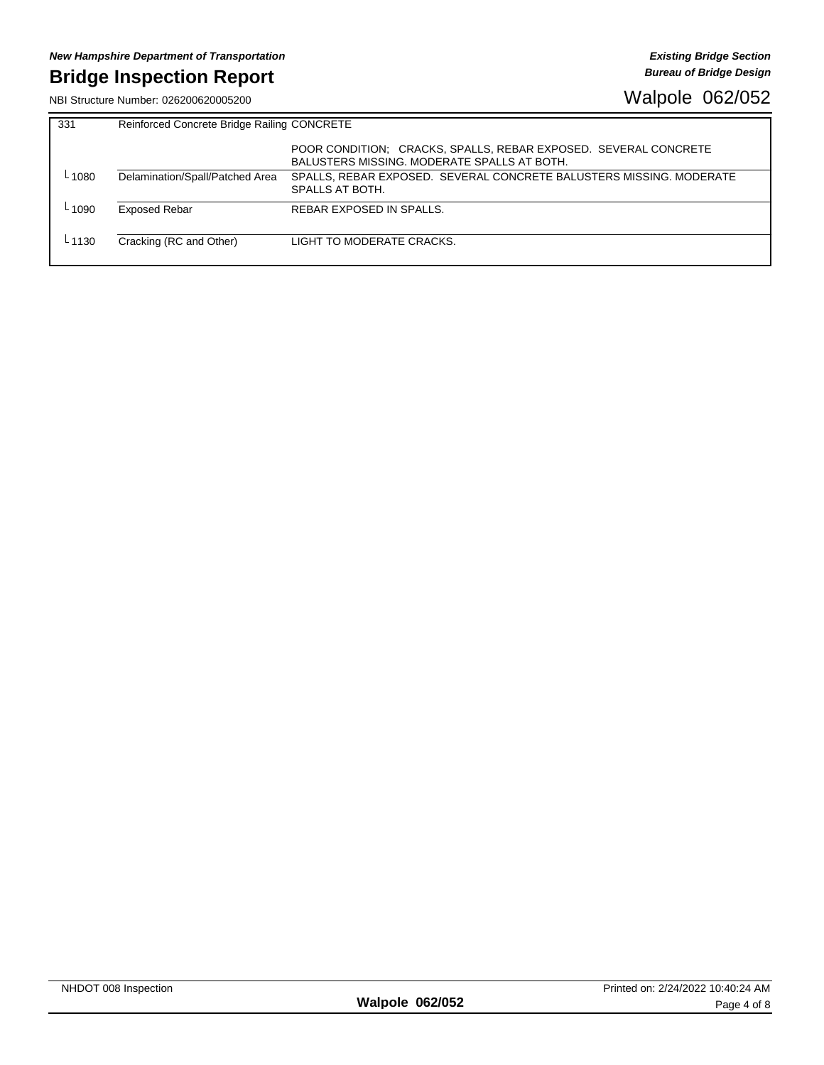| 331 | Reinforced Concrete Bridge Railing | CONCRETE |
|---|---|---|
| | | POOR CONDITION; CRACKS, SPALLS, REBAR EXPOSED. SEVERAL CONCRETE BALUSTERS MISSING. MODERATE SPALLS AT BOTH. |
| └ 1080 | Delamination/Spall/Patched Area | SPALLS, REBAR EXPOSED. SEVERAL CONCRETE BALUSTERS MISSING. MODERATE SPALLS AT BOTH. |
| └ 1090 | Exposed Rebar | REBAR EXPOSED IN SPALLS. |
| └ 1130 | Cracking (RC and Other) | LIGHT TO MODERATE CRACKS. |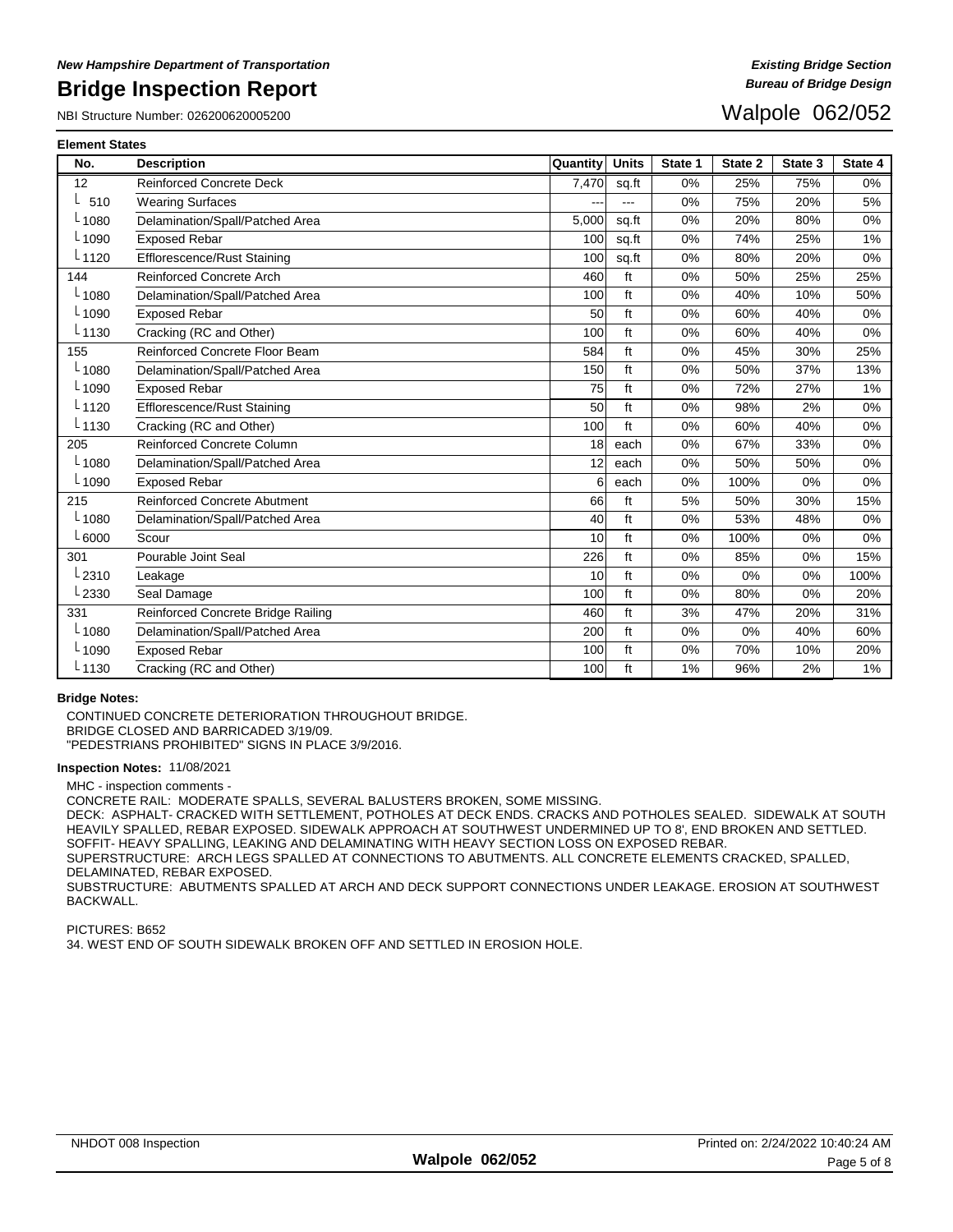## Element States

| No. | Description | Quantity | Units | State 1 | State 2 | State 3 | State 4 |
|---|---|---|---|---|---|---|---|
| 12 | Reinforced Concrete Deck | 7,470 | sq.ft | 0% | 25% | 75% | 0% |
| └ 510 | Wearing Surfaces | --- | --- | 0% | 75% | 20% | 5% |
| └ 1080 | Delamination/Spall/Patched Area | 5,000 | sq.ft | 0% | 20% | 80% | 0% |
| └ 1090 | Exposed Rebar | 100 | sq.ft | 0% | 74% | 25% | 1% |
| └ 1120 | Efflorescence/Rust Staining | 100 | sq.ft | 0% | 80% | 20% | 0% |
| 144 | Reinforced Concrete Arch | 460 | ft | 0% | 50% | 25% | 25% |
| └ 1080 | Delamination/Spall/Patched Area | 100 | ft | 0% | 40% | 10% | 50% |
| └ 1090 | Exposed Rebar | 50 | ft | 0% | 60% | 40% | 0% |
| └ 1130 | Cracking (RC and Other) | 100 | ft | 0% | 60% | 40% | 0% |
| 155 | Reinforced Concrete Floor Beam | 584 | ft | 0% | 45% | 30% | 25% |
| └ 1080 | Delamination/Spall/Patched Area | 150 | ft | 0% | 50% | 37% | 13% |
| └ 1090 | Exposed Rebar | 75 | ft | 0% | 72% | 27% | 1% |
| └ 1120 | Efflorescence/Rust Staining | 50 | ft | 0% | 98% | 2% | 0% |
| └ 1130 | Cracking (RC and Other) | 100 | ft | 0% | 60% | 40% | 0% |
| 205 | Reinforced Concrete Column | 18 | each | 0% | 67% | 33% | 0% |
| └ 1080 | Delamination/Spall/Patched Area | 12 | each | 0% | 50% | 50% | 0% |
| └ 1090 | Exposed Rebar | 6 | each | 0% | 100% | 0% | 0% |
| 215 | Reinforced Concrete Abutment | 66 | ft | 5% | 50% | 30% | 15% |
| └ 1080 | Delamination/Spall/Patched Area | 40 | ft | 0% | 53% | 48% | 0% |
| └ 6000 | Scour | 10 | ft | 0% | 100% | 0% | 0% |
| 301 | Pourable Joint Seal | 226 | ft | 0% | 85% | 0% | 15% |
| └ 2310 | Leakage | 10 | ft | 0% | 0% | 0% | 100% |
| └ 2330 | Seal Damage | 100 | ft | 0% | 80% | 0% | 20% |
| 331 | Reinforced Concrete Bridge Railing | 460 | ft | 3% | 47% | 20% | 31% |
| └ 1080 | Delamination/Spall/Patched Area | 200 | ft | 0% | 0% | 40% | 60% |
| └ 1090 | Exposed Rebar | 100 | ft | 0% | 70% | 10% | 20% |
| └ 1130 | Cracking (RC and Other) | 100 | ft | 1% | 96% | 2% | 1% |

**Bridge Notes:**

CONTINUED CONCRETE DETERIORATION THROUGHOUT BRIDGE.
BRIDGE CLOSED AND BARRICADED 3/19/09.
"PEDESTRIANS PROHIBITED" SIGNS IN PLACE 3/9/2016.

**Inspection Notes:** 11/08/2021

MHC - inspection comments -
CONCRETE RAIL: MODERATE SPALLS, SEVERAL BALUSTERS BROKEN, SOME MISSING.
DECK: ASPHALT- CRACKED WITH SETTLEMENT, POTHOLES AT DECK ENDS. CRACKS AND POTHOLES SEALED. SIDEWALK AT SOUTH HEAVILY SPALLED, REBAR EXPOSED. SIDEWALK APPROACH AT SOUTHWEST UNDERMINED UP TO 8', END BROKEN AND SETTLED.
SOFFIT- HEAVY SPALLING, LEAKING AND DELAMINATING WITH HEAVY SECTION LOSS ON EXPOSED REBAR.
SUPERSTRUCTURE: ARCH LEGS SPALLED AT CONNECTIONS TO ABUTMENTS. ALL CONCRETE ELEMENTS CRACKED, SPALLED, DELAMINATED, REBAR EXPOSED.
SUBSTRUCTURE: ABUTMENTS SPALLED AT ARCH AND DECK SUPPORT CONNECTIONS UNDER LEAKAGE. EROSION AT SOUTHWEST BACKWALL.

PICTURES: B652
34. WEST END OF SOUTH SIDEWALK BROKEN OFF AND SETTLED IN EROSION HOLE.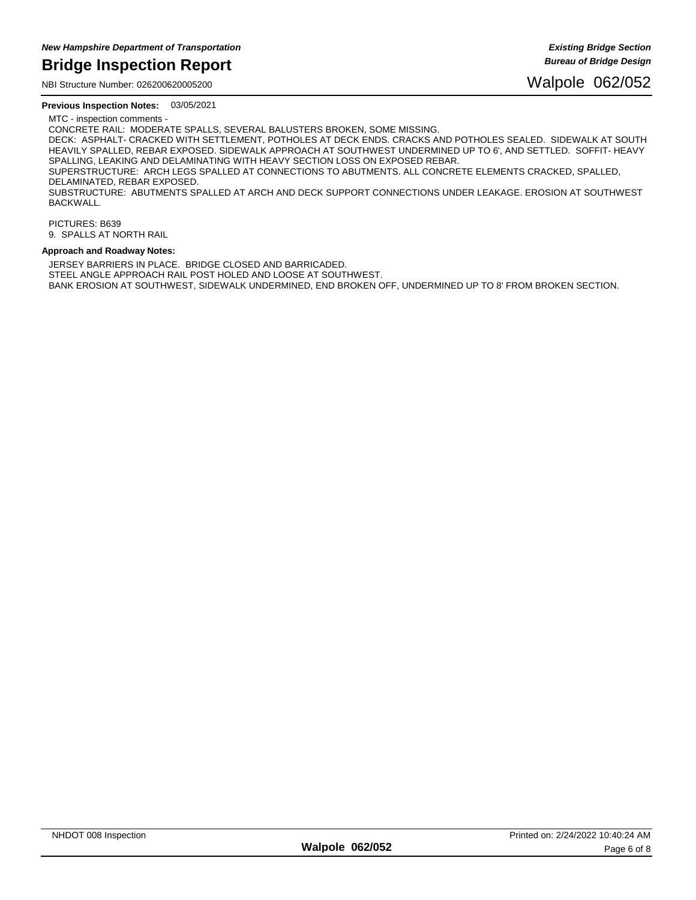**Previous Inspection Notes:** 03/05/2021

MTC - inspection comments -
CONCRETE RAIL: MODERATE SPALLS, SEVERAL BALUSTERS BROKEN, SOME MISSING.
DECK: ASPHALT- CRACKED WITH SETTLEMENT, POTHOLES AT DECK ENDS. CRACKS AND POTHOLES SEALED. SIDEWALK AT SOUTH HEAVILY SPALLED, REBAR EXPOSED. SIDEWALK APPROACH AT SOUTHWEST UNDERMINED UP TO 6', AND SETTLED. SOFFIT- HEAVY SPALLING, LEAKING AND DELAMINATING WITH HEAVY SECTION LOSS ON EXPOSED REBAR.
SUPERSTRUCTURE: ARCH LEGS SPALLED AT CONNECTIONS TO ABUTMENTS. ALL CONCRETE ELEMENTS CRACKED, SPALLED, DELAMINATED, REBAR EXPOSED.
SUBSTRUCTURE: ABUTMENTS SPALLED AT ARCH AND DECK SUPPORT CONNECTIONS UNDER LEAKAGE. EROSION AT SOUTHWEST BACKWALL.

PICTURES: B639
9. SPALLS AT NORTH RAIL

**Approach and Roadway Notes:**

JERSEY BARRIERS IN PLACE. BRIDGE CLOSED AND BARRICADED.
STEEL ANGLE APPROACH RAIL POST HOLED AND LOOSE AT SOUTHWEST.
BANK EROSION AT SOUTHWEST, SIDEWALK UNDERMINED, END BROKEN OFF, UNDERMINED UP TO 8' FROM BROKEN SECTION.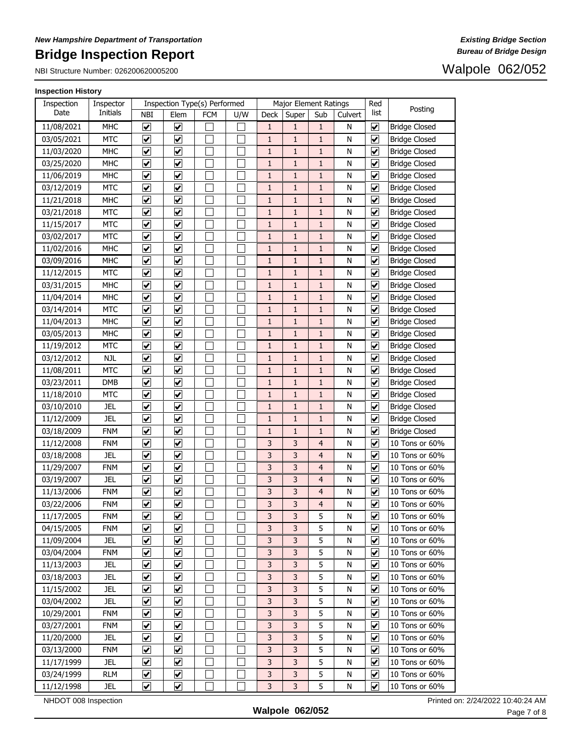**Inspection History**

| Inspection Date | Inspector Initials | Inspection Type(s) Performed | | | | Major Element Ratings | | | | Red list | Posting |
|---|---|---|---|---|---|---|---|---|---|---|---|
| | | NBI | Elem | FCM | U/W | Deck | Super | Sub | Culvert | | |
| 11/08/2021 | MHC | ☑ | ☑ | ☐ | ☐ | 1 | 1 | 1 | N | ☑ | Bridge Closed |
| 03/05/2021 | MTC | ☑ | ☑ | ☐ | ☐ | 1 | 1 | 1 | N | ☑ | Bridge Closed |
| 11/03/2020 | MHC | ☑ | ☑ | ☐ | ☐ | 1 | 1 | 1 | N | ☑ | Bridge Closed |
| 03/25/2020 | MHC | ☑ | ☑ | ☐ | ☐ | 1 | 1 | 1 | N | ☑ | Bridge Closed |
| 11/06/2019 | MHC | ☑ | ☑ | ☐ | ☐ | 1 | 1 | 1 | N | ☑ | Bridge Closed |
| 03/12/2019 | MTC | ☑ | ☑ | ☐ | ☐ | 1 | 1 | 1 | N | ☑ | Bridge Closed |
| 11/21/2018 | MHC | ☑ | ☑ | ☐ | ☐ | 1 | 1 | 1 | N | ☑ | Bridge Closed |
| 03/21/2018 | MTC | ☑ | ☑ | ☐ | ☐ | 1 | 1 | 1 | N | ☑ | Bridge Closed |
| 11/15/2017 | MTC | ☑ | ☑ | ☐ | ☐ | 1 | 1 | 1 | N | ☑ | Bridge Closed |
| 03/02/2017 | MTC | ☑ | ☑ | ☐ | ☐ | 1 | 1 | 1 | N | ☑ | Bridge Closed |
| 11/02/2016 | MHC | ☑ | ☑ | ☐ | ☐ | 1 | 1 | 1 | N | ☑ | Bridge Closed |
| 03/09/2016 | MHC | ☑ | ☑ | ☐ | ☐ | 1 | 1 | 1 | N | ☑ | Bridge Closed |
| 11/12/2015 | MTC | ☑ | ☑ | ☐ | ☐ | 1 | 1 | 1 | N | ☑ | Bridge Closed |
| 03/31/2015 | MHC | ☑ | ☑ | ☐ | ☐ | 1 | 1 | 1 | N | ☑ | Bridge Closed |
| 11/04/2014 | MHC | ☑ | ☑ | ☐ | ☐ | 1 | 1 | 1 | N | ☑ | Bridge Closed |
| 03/14/2014 | MTC | ☑ | ☑ | ☐ | ☐ | 1 | 1 | 1 | N | ☑ | Bridge Closed |
| 11/04/2013 | MHC | ☑ | ☑ | ☐ | ☐ | 1 | 1 | 1 | N | ☑ | Bridge Closed |
| 03/05/2013 | MHC | ☑ | ☑ | ☐ | ☐ | 1 | 1 | 1 | N | ☑ | Bridge Closed |
| 11/19/2012 | MTC | ☑ | ☑ | ☐ | ☐ | 1 | 1 | 1 | N | ☑ | Bridge Closed |
| 03/12/2012 | NJL | ☑ | ☑ | ☐ | ☐ | 1 | 1 | 1 | N | ☑ | Bridge Closed |
| 11/08/2011 | MTC | ☑ | ☑ | ☐ | ☐ | 1 | 1 | 1 | N | ☑ | Bridge Closed |
| 03/23/2011 | DMB | ☑ | ☑ | ☐ | ☐ | 1 | 1 | 1 | N | ☑ | Bridge Closed |
| 11/18/2010 | MTC | ☑ | ☑ | ☐ | ☐ | 1 | 1 | 1 | N | ☑ | Bridge Closed |
| 03/10/2010 | JEL | ☑ | ☑ | ☐ | ☐ | 1 | 1 | 1 | N | ☑ | Bridge Closed |
| 11/12/2009 | JEL | ☑ | ☑ | ☐ | ☐ | 1 | 1 | 1 | N | ☑ | Bridge Closed |
| 03/18/2009 | FNM | ☑ | ☑ | ☐ | ☐ | 1 | 1 | 1 | N | ☑ | Bridge Closed |
| 11/12/2008 | FNM | ☑ | ☑ | ☐ | ☐ | 3 | 3 | 4 | N | ☑ | 10 Tons or 60% |
| 03/18/2008 | JEL | ☑ | ☑ | ☐ | ☐ | 3 | 3 | 4 | N | ☑ | 10 Tons or 60% |
| 11/29/2007 | FNM | ☑ | ☑ | ☐ | ☐ | 3 | 3 | 4 | N | ☑ | 10 Tons or 60% |
| 03/19/2007 | JEL | ☑ | ☑ | ☐ | ☐ | 3 | 3 | 4 | N | ☑ | 10 Tons or 60% |
| 11/13/2006 | FNM | ☑ | ☑ | ☐ | ☐ | 3 | 3 | 4 | N | ☑ | 10 Tons or 60% |
| 03/22/2006 | FNM | ☑ | ☑ | ☐ | ☐ | 3 | 3 | 4 | N | ☑ | 10 Tons or 60% |
| 11/17/2005 | FNM | ☑ | ☑ | ☐ | ☐ | 3 | 3 | 5 | N | ☑ | 10 Tons or 60% |
| 04/15/2005 | FNM | ☑ | ☑ | ☐ | ☐ | 3 | 3 | 5 | N | ☑ | 10 Tons or 60% |
| 11/09/2004 | JEL | ☑ | ☑ | ☐ | ☐ | 3 | 3 | 5 | N | ☑ | 10 Tons or 60% |
| 03/04/2004 | FNM | ☑ | ☑ | ☐ | ☐ | 3 | 3 | 5 | N | ☑ | 10 Tons or 60% |
| 11/13/2003 | JEL | ☑ | ☑ | ☐ | ☐ | 3 | 3 | 5 | N | ☑ | 10 Tons or 60% |
| 03/18/2003 | JEL | ☑ | ☑ | ☐ | ☐ | 3 | 3 | 5 | N | ☑ | 10 Tons or 60% |
| 11/15/2002 | JEL | ☑ | ☑ | ☐ | ☐ | 3 | 3 | 5 | N | ☑ | 10 Tons or 60% |
| 03/04/2002 | JEL | ☑ | ☑ | ☐ | ☐ | 3 | 3 | 5 | N | ☑ | 10 Tons or 60% |
| 10/29/2001 | FNM | ☑ | ☑ | ☐ | ☐ | 3 | 3 | 5 | N | ☑ | 10 Tons or 60% |
| 03/27/2001 | FNM | ☑ | ☑ | ☐ | ☐ | 3 | 3 | 5 | N | ☑ | 10 Tons or 60% |
| 11/20/2000 | JEL | ☑ | ☑ | ☐ | ☐ | 3 | 3 | 5 | N | ☑ | 10 Tons or 60% |
| 03/13/2000 | FNM | ☑ | ☑ | ☐ | ☐ | 3 | 3 | 5 | N | ☑ | 10 Tons or 60% |
| 11/17/1999 | JEL | ☑ | ☑ | ☐ | ☐ | 3 | 3 | 5 | N | ☑ | 10 Tons or 60% |
| 03/24/1999 | RLM | ☑ | ☑ | ☐ | ☐ | 3 | 3 | 5 | N | ☑ | 10 Tons or 60% |
| 11/12/1998 | JEL | ☑ | ☑ | ☐ | ☐ | 3 | 3 | 5 | N | ☑ | 10 Tons or 60% |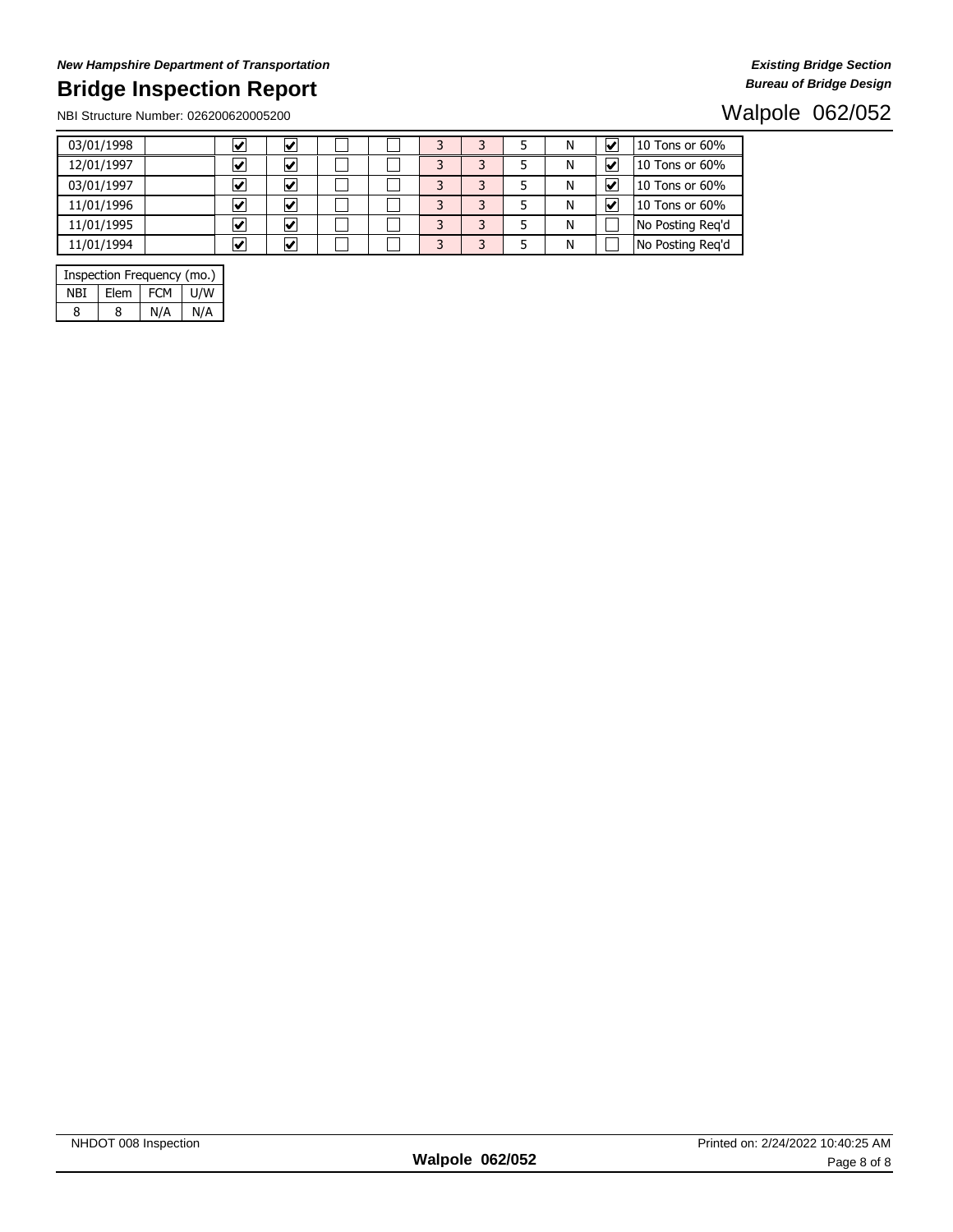| | | | | | | | | | | | |
|---|---|---|---|---|---|---|---|---|---|---|---|
| 03/01/1998 | | ☑ | ☑ | ☐ | ☐ | 3 | 3 | 5 | N | ☑ | 10 Tons or 60% |
| 12/01/1997 | | ☑ | ☑ | ☐ | ☐ | 3 | 3 | 5 | N | ☑ | 10 Tons or 60% |
| 03/01/1997 | | ☑ | ☑ | ☐ | ☐ | 3 | 3 | 5 | N | ☑ | 10 Tons or 60% |
| 11/01/1996 | | ☑ | ☑ | ☐ | ☐ | 3 | 3 | 5 | N | ☑ | 10 Tons or 60% |
| 11/01/1995 | | ☑ | ☑ | ☐ | ☐ | 3 | 3 | 5 | N | ☐ | No Posting Req'd |
| 11/01/1994 | | ☑ | ☑ | ☐ | ☐ | 3 | 3 | 5 | N | ☐ | No Posting Req'd |

| Inspection Frequency (mo.) | | | |
|---|---|---|---|
| NBI | Elem | FCM | U/W |
| 8 | 8 | N/A | N/A |